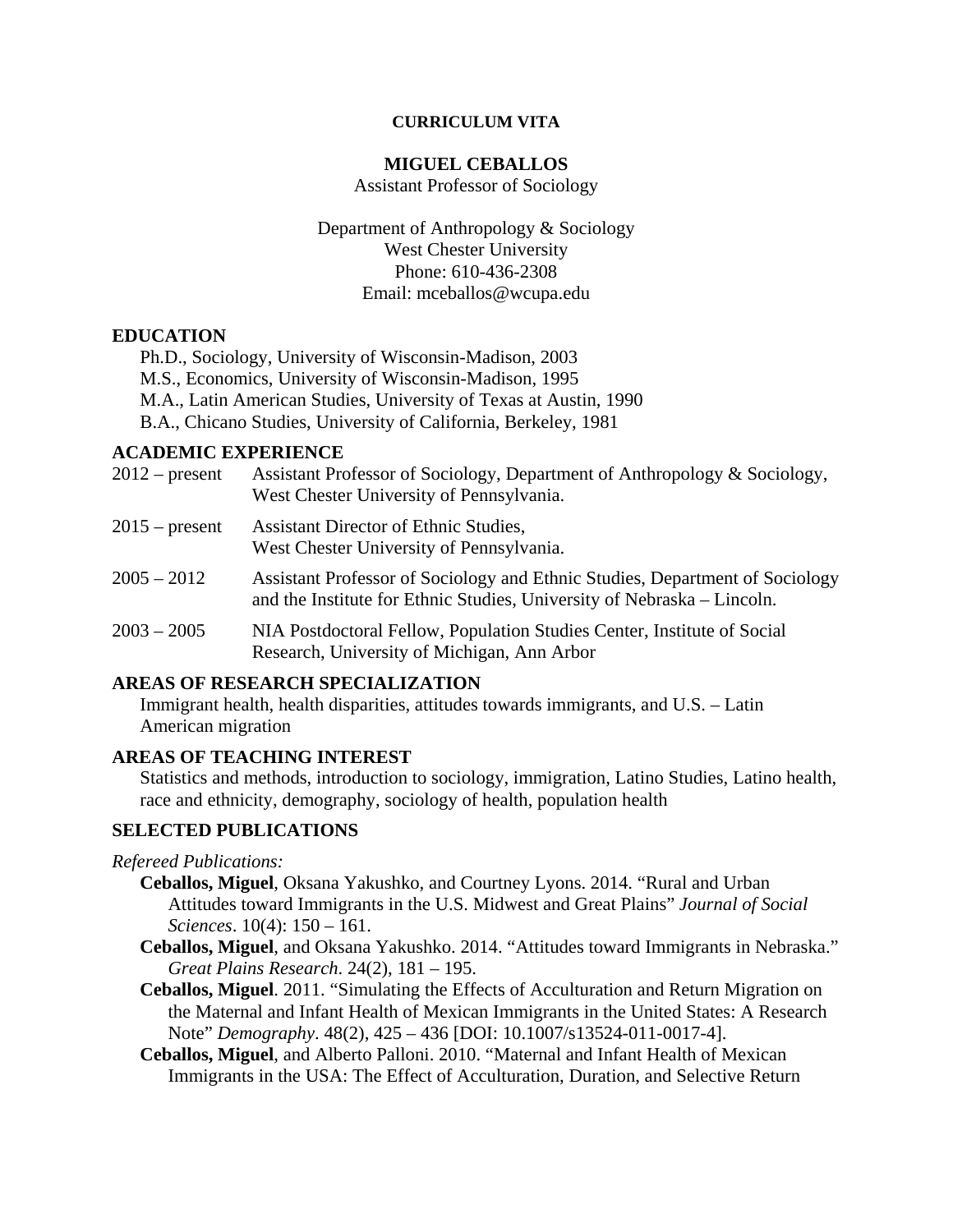**CURRICULUM VITA**

# MIGUEL CEBALLOS

Assistant Professor of Sociology

Department of Anthropology & Sociology
West Chester University
Phone: 610-436-2308
Email: mceballos@wcupa.edu

## EDUCATION

Ph.D., Sociology, University of Wisconsin-Madison, 2003
M.S., Economics, University of Wisconsin-Madison, 1995
M.A., Latin American Studies, University of Texas at Austin, 1990
B.A., Chicano Studies, University of California, Berkeley, 1981

## ACADEMIC EXPERIENCE

2012 – present — Assistant Professor of Sociology, Department of Anthropology & Sociology, West Chester University of Pennsylvania.

2015 – present — Assistant Director of Ethnic Studies, West Chester University of Pennsylvania.

2005 – 2012 — Assistant Professor of Sociology and Ethnic Studies, Department of Sociology and the Institute for Ethnic Studies, University of Nebraska – Lincoln.

2003 – 2005 — NIA Postdoctoral Fellow, Population Studies Center, Institute of Social Research, University of Michigan, Ann Arbor

## AREAS OF RESEARCH SPECIALIZATION

Immigrant health, health disparities, attitudes towards immigrants, and U.S. – Latin American migration

## AREAS OF TEACHING INTEREST

Statistics and methods, introduction to sociology, immigration, Latino Studies, Latino health, race and ethnicity, demography, sociology of health, population health

## SELECTED PUBLICATIONS

*Refereed Publications:*

**Ceballos, Miguel**, Oksana Yakushko, and Courtney Lyons. 2014. "Rural and Urban Attitudes toward Immigrants in the U.S. Midwest and Great Plains" *Journal of Social Sciences*. 10(4): 150 – 161.

**Ceballos, Miguel**, and Oksana Yakushko. 2014. "Attitudes toward Immigrants in Nebraska." *Great Plains Research*. 24(2), 181 – 195.

**Ceballos, Miguel**. 2011. "Simulating the Effects of Acculturation and Return Migration on the Maternal and Infant Health of Mexican Immigrants in the United States: A Research Note" *Demography*. 48(2), 425 – 436 [DOI: 10.1007/s13524-011-0017-4].

**Ceballos, Miguel**, and Alberto Palloni. 2010. "Maternal and Infant Health of Mexican Immigrants in the USA: The Effect of Acculturation, Duration, and Selective Return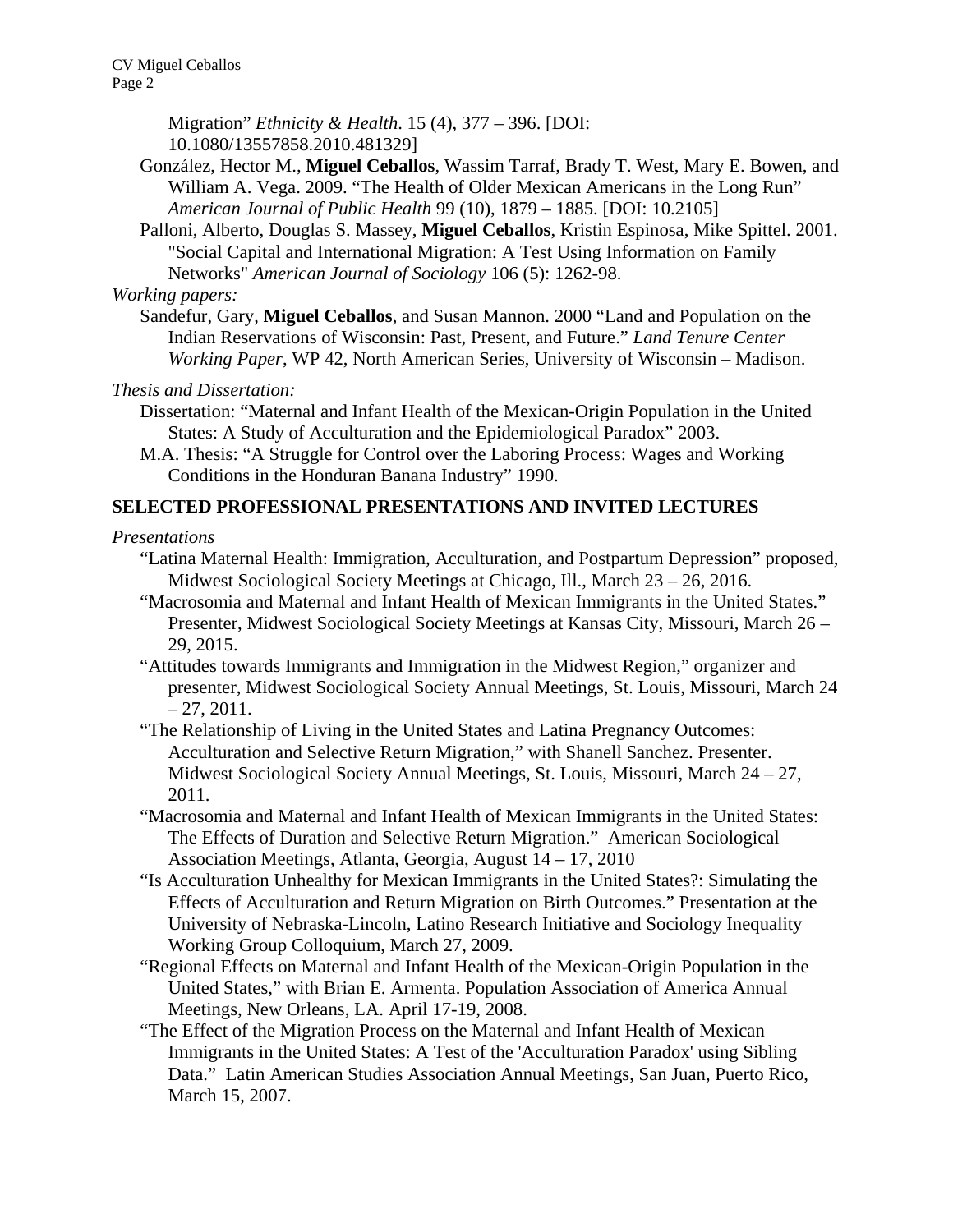Migration" *Ethnicity & Health*. 15 (4), 377 – 396. [DOI: 10.1080/13557858.2010.481329]

González, Hector M., **Miguel Ceballos**, Wassim Tarraf, Brady T. West, Mary E. Bowen, and William A. Vega. 2009. "The Health of Older Mexican Americans in the Long Run" *American Journal of Public Health* 99 (10), 1879 – 1885. [DOI: 10.2105]

Palloni, Alberto, Douglas S. Massey, **Miguel Ceballos**, Kristin Espinosa, Mike Spittel. 2001. "Social Capital and International Migration: A Test Using Information on Family Networks" *American Journal of Sociology* 106 (5): 1262-98.

*Working papers:*

Sandefur, Gary, **Miguel Ceballos**, and Susan Mannon. 2000 "Land and Population on the Indian Reservations of Wisconsin: Past, Present, and Future." *Land Tenure Center Working Paper*, WP 42, North American Series, University of Wisconsin – Madison.

*Thesis and Dissertation:*

Dissertation: "Maternal and Infant Health of the Mexican-Origin Population in the United States: A Study of Acculturation and the Epidemiological Paradox" 2003.

M.A. Thesis: "A Struggle for Control over the Laboring Process: Wages and Working Conditions in the Honduran Banana Industry" 1990.

## SELECTED PROFESSIONAL PRESENTATIONS AND INVITED LECTURES

*Presentations*

"Latina Maternal Health: Immigration, Acculturation, and Postpartum Depression" proposed, Midwest Sociological Society Meetings at Chicago, Ill., March 23 – 26, 2016.

"Macrosomia and Maternal and Infant Health of Mexican Immigrants in the United States." Presenter, Midwest Sociological Society Meetings at Kansas City, Missouri, March 26 – 29, 2015.

"Attitudes towards Immigrants and Immigration in the Midwest Region," organizer and presenter, Midwest Sociological Society Annual Meetings, St. Louis, Missouri, March 24 – 27, 2011.

"The Relationship of Living in the United States and Latina Pregnancy Outcomes: Acculturation and Selective Return Migration," with Shanell Sanchez. Presenter. Midwest Sociological Society Annual Meetings, St. Louis, Missouri, March 24 – 27, 2011.

"Macrosomia and Maternal and Infant Health of Mexican Immigrants in the United States: The Effects of Duration and Selective Return Migration." American Sociological Association Meetings, Atlanta, Georgia, August 14 – 17, 2010

"Is Acculturation Unhealthy for Mexican Immigrants in the United States?: Simulating the Effects of Acculturation and Return Migration on Birth Outcomes." Presentation at the University of Nebraska-Lincoln, Latino Research Initiative and Sociology Inequality Working Group Colloquium, March 27, 2009.

"Regional Effects on Maternal and Infant Health of the Mexican-Origin Population in the United States," with Brian E. Armenta. Population Association of America Annual Meetings, New Orleans, LA. April 17-19, 2008.

"The Effect of the Migration Process on the Maternal and Infant Health of Mexican Immigrants in the United States: A Test of the 'Acculturation Paradox' using Sibling Data." Latin American Studies Association Annual Meetings, San Juan, Puerto Rico, March 15, 2007.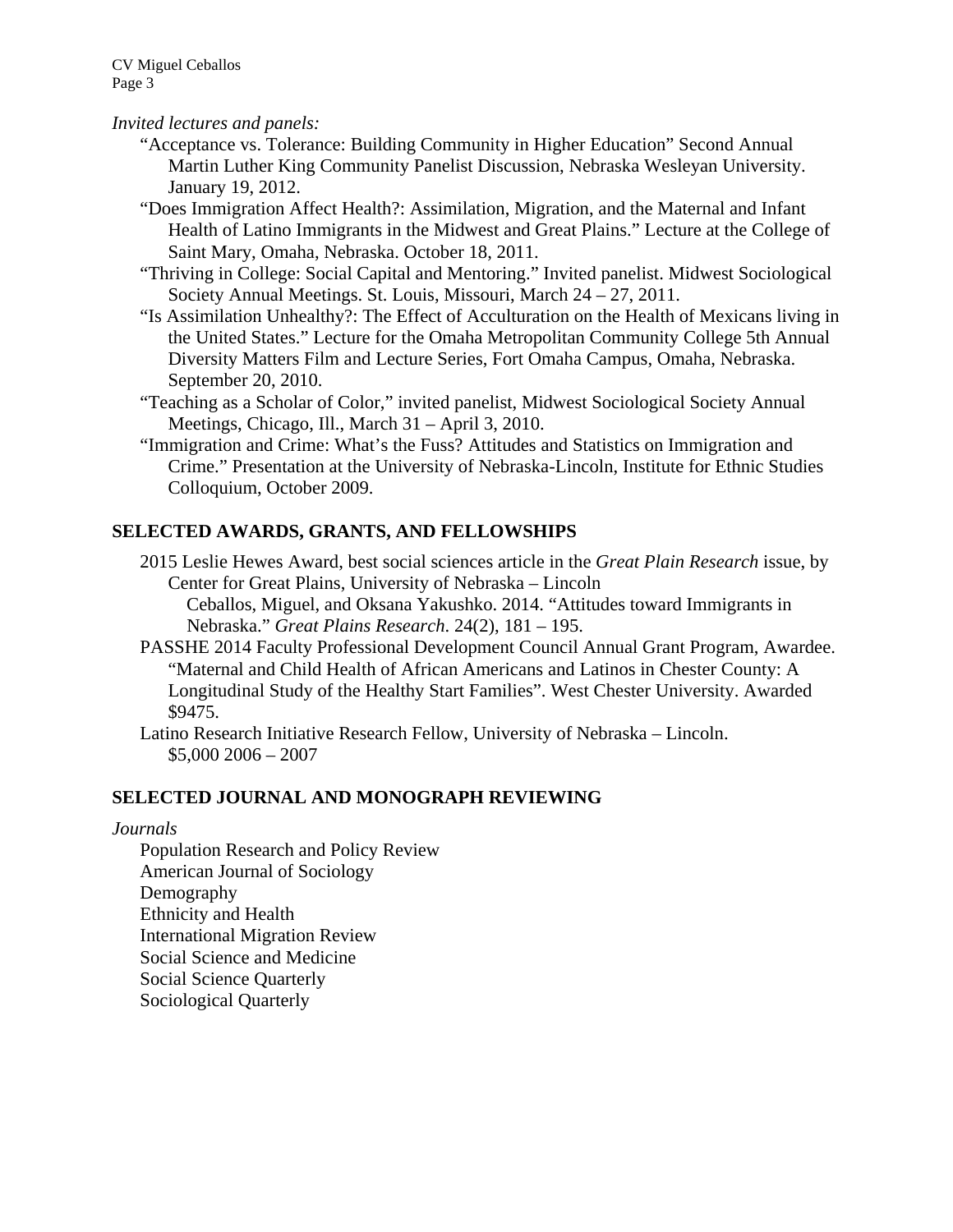*Invited lectures and panels:*

- "Acceptance vs. Tolerance: Building Community in Higher Education" Second Annual Martin Luther King Community Panelist Discussion, Nebraska Wesleyan University. January 19, 2012.
- "Does Immigration Affect Health?: Assimilation, Migration, and the Maternal and Infant Health of Latino Immigrants in the Midwest and Great Plains." Lecture at the College of Saint Mary, Omaha, Nebraska. October 18, 2011.
- "Thriving in College: Social Capital and Mentoring." Invited panelist. Midwest Sociological Society Annual Meetings. St. Louis, Missouri, March 24 – 27, 2011.
- "Is Assimilation Unhealthy?: The Effect of Acculturation on the Health of Mexicans living in the United States." Lecture for the Omaha Metropolitan Community College 5th Annual Diversity Matters Film and Lecture Series, Fort Omaha Campus, Omaha, Nebraska. September 20, 2010.
- "Teaching as a Scholar of Color," invited panelist, Midwest Sociological Society Annual Meetings, Chicago, Ill., March 31 – April 3, 2010.
- "Immigration and Crime: What's the Fuss? Attitudes and Statistics on Immigration and Crime." Presentation at the University of Nebraska-Lincoln, Institute for Ethnic Studies Colloquium, October 2009.

## SELECTED AWARDS, GRANTS, AND FELLOWSHIPS

- 2015 Leslie Hewes Award, best social sciences article in the *Great Plain Research* issue, by Center for Great Plains, University of Nebraska – Lincoln
  - Ceballos, Miguel, and Oksana Yakushko. 2014. "Attitudes toward Immigrants in Nebraska." *Great Plains Research*. 24(2), 181 – 195.
- PASSHE 2014 Faculty Professional Development Council Annual Grant Program, Awardee. "Maternal and Child Health of African Americans and Latinos in Chester County: A Longitudinal Study of the Healthy Start Families". West Chester University. Awarded $9475.
- Latino Research Initiative Research Fellow, University of Nebraska – Lincoln. $5,000 2006 – 2007

## SELECTED JOURNAL AND MONOGRAPH REVIEWING

*Journals*

- Population Research and Policy Review
- American Journal of Sociology
- Demography
- Ethnicity and Health
- International Migration Review
- Social Science and Medicine
- Social Science Quarterly
- Sociological Quarterly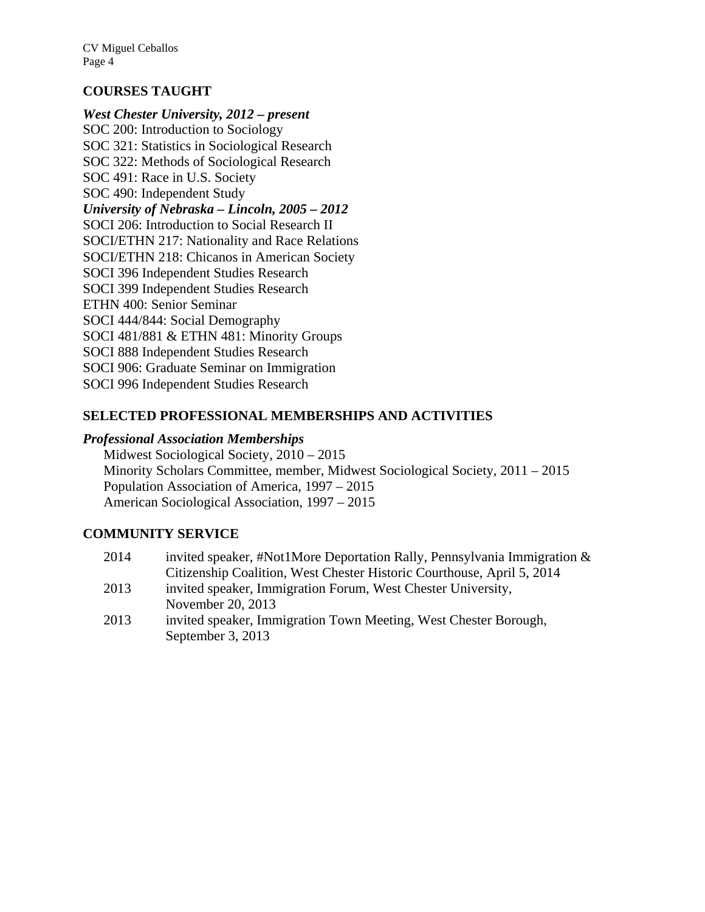## COURSES TAUGHT

***West Chester University, 2012 – present***

SOC 200: Introduction to Sociology
SOC 321: Statistics in Sociological Research
SOC 322: Methods of Sociological Research
SOC 491: Race in U.S. Society
SOC 490: Independent Study

***University of Nebraska – Lincoln, 2005 – 2012***

SOCI 206: Introduction to Social Research II
SOCI/ETHN 217: Nationality and Race Relations
SOCI/ETHN 218: Chicanos in American Society
SOCI 396 Independent Studies Research
SOCI 399 Independent Studies Research
ETHN 400: Senior Seminar
SOCI 444/844: Social Demography
SOCI 481/881 & ETHN 481: Minority Groups
SOCI 888 Independent Studies Research
SOCI 906: Graduate Seminar on Immigration
SOCI 996 Independent Studies Research

## SELECTED PROFESSIONAL MEMBERSHIPS AND ACTIVITIES

***Professional Association Memberships***

Midwest Sociological Society, 2010 – 2015
Minority Scholars Committee, member, Midwest Sociological Society, 2011 – 2015
Population Association of America, 1997 – 2015
American Sociological Association, 1997 – 2015

## COMMUNITY SERVICE

2014 invited speaker, #Not1More Deportation Rally, Pennsylvania Immigration & Citizenship Coalition, West Chester Historic Courthouse, April 5, 2014

2013 invited speaker, Immigration Forum, West Chester University, November 20, 2013

2013 invited speaker, Immigration Town Meeting, West Chester Borough, September 3, 2013